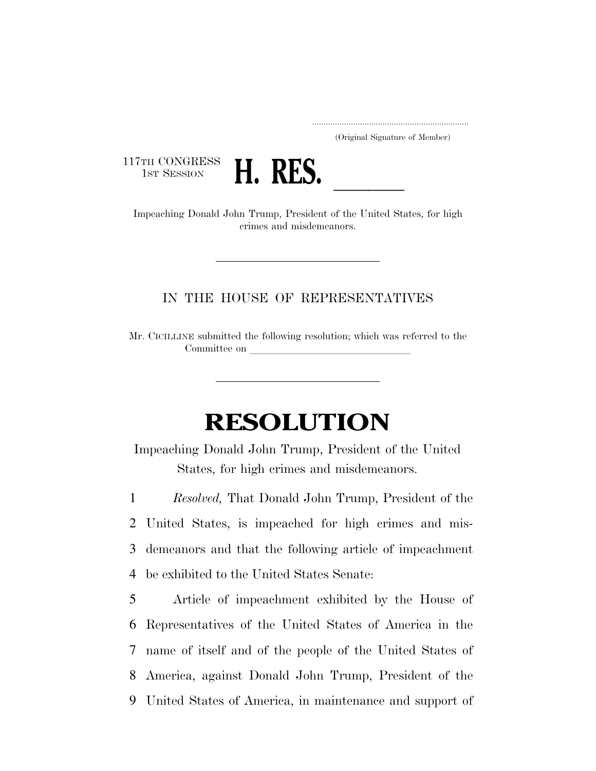.....................................................................
(Original Signature of Member)

117TH CONGRESS
1ST SESSION

# H. RES. \_\_\_\_\_\_

Impeaching Donald John Trump, President of the United States, for high crimes and misdemeanors.

---

IN THE HOUSE OF REPRESENTATIVES

Mr. CICILLINE submitted the following resolution; which was referred to the Committee on \_\_\_\_\_\_\_\_\_\_\_\_\_\_\_\_\_\_\_\_\_\_\_\_\_\_\_\_\_\_\_\_

---

# RESOLUTION

Impeaching Donald John Trump, President of the United States, for high crimes and misdemeanors.

1 *Resolved,* That Donald John Trump, President of the
2 United States, is impeached for high crimes and mis-
3 demeanors and that the following article of impeachment
4 be exhibited to the United States Senate:

5 Article of impeachment exhibited by the House of
6 Representatives of the United States of America in the
7 name of itself and of the people of the United States of
8 America, against Donald John Trump, President of the
9 United States of America, in maintenance and support of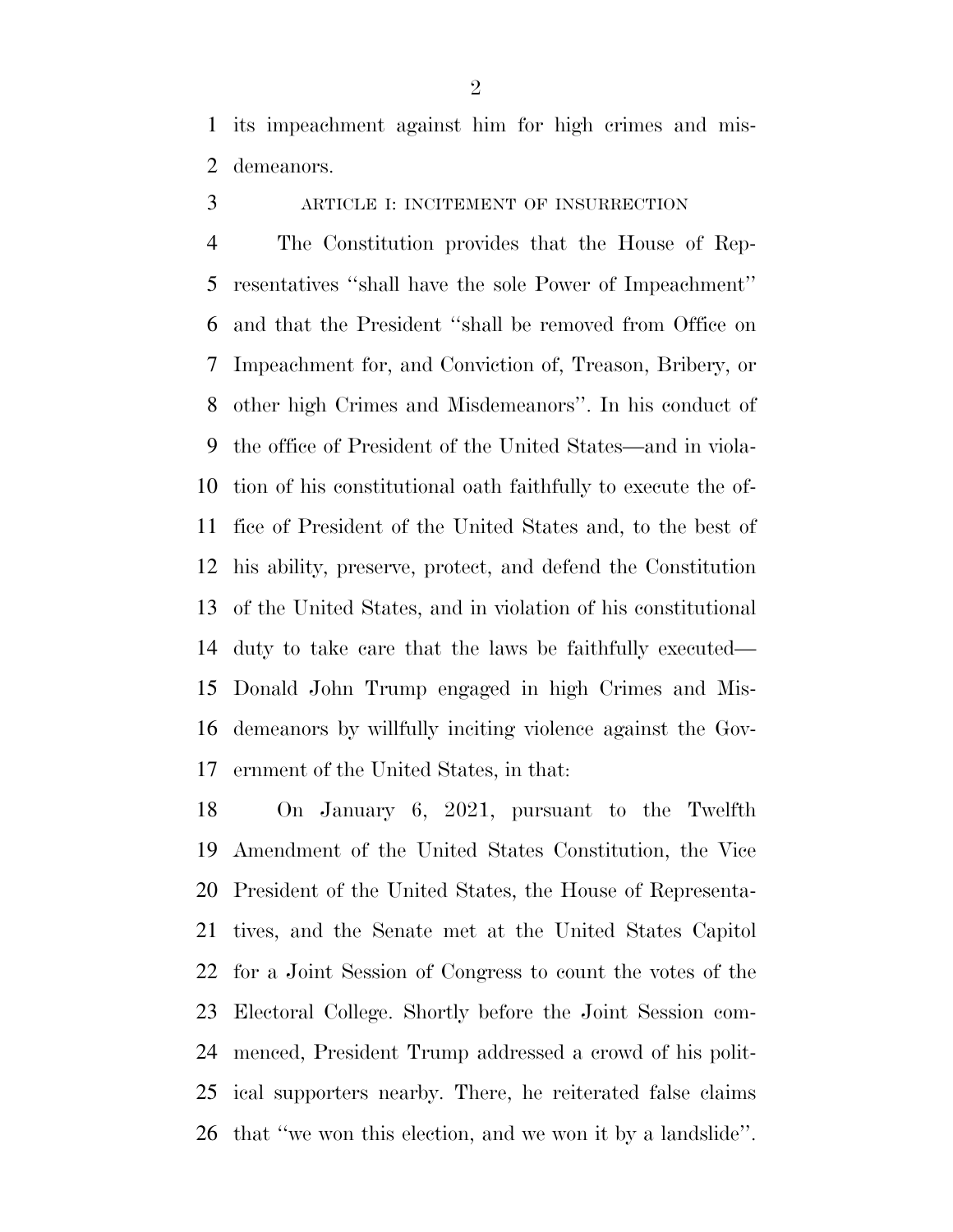its impeachment against him for high crimes and misdemeanors.

ARTICLE I: INCITEMENT OF INSURRECTION

The Constitution provides that the House of Representatives ''shall have the sole Power of Impeachment'' and that the President ''shall be removed from Office on Impeachment for, and Conviction of, Treason, Bribery, or other high Crimes and Misdemeanors''. In his conduct of the office of President of the United States—and in violation of his constitutional oath faithfully to execute the office of President of the United States and, to the best of his ability, preserve, protect, and defend the Constitution of the United States, and in violation of his constitutional duty to take care that the laws be faithfully executed—Donald John Trump engaged in high Crimes and Misdemeanors by willfully inciting violence against the Government of the United States, in that:

On January 6, 2021, pursuant to the Twelfth Amendment of the United States Constitution, the Vice President of the United States, the House of Representatives, and the Senate met at the United States Capitol for a Joint Session of Congress to count the votes of the Electoral College. Shortly before the Joint Session commenced, President Trump addressed a crowd of his political supporters nearby. There, he reiterated false claims that ''we won this election, and we won it by a landslide''.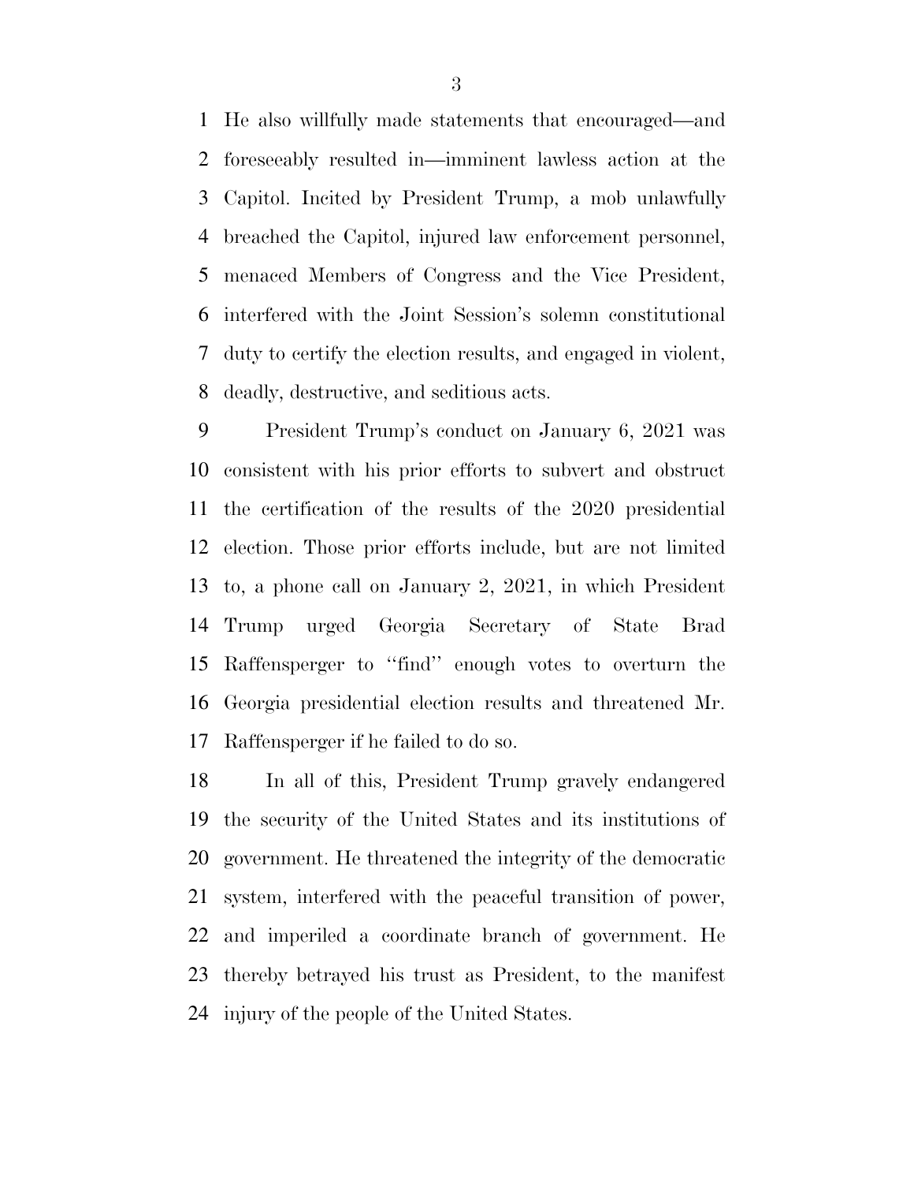He also willfully made statements that encouraged—and foreseeably resulted in—imminent lawless action at the Capitol. Incited by President Trump, a mob unlawfully breached the Capitol, injured law enforcement personnel, menaced Members of Congress and the Vice President, interfered with the Joint Session's solemn constitutional duty to certify the election results, and engaged in violent, deadly, destructive, and seditious acts.

President Trump's conduct on January 6, 2021 was consistent with his prior efforts to subvert and obstruct the certification of the results of the 2020 presidential election. Those prior efforts include, but are not limited to, a phone call on January 2, 2021, in which President Trump urged Georgia Secretary of State Brad Raffensperger to ''find'' enough votes to overturn the Georgia presidential election results and threatened Mr. Raffensperger if he failed to do so.

In all of this, President Trump gravely endangered the security of the United States and its institutions of government. He threatened the integrity of the democratic system, interfered with the peaceful transition of power, and imperiled a coordinate branch of government. He thereby betrayed his trust as President, to the manifest injury of the people of the United States.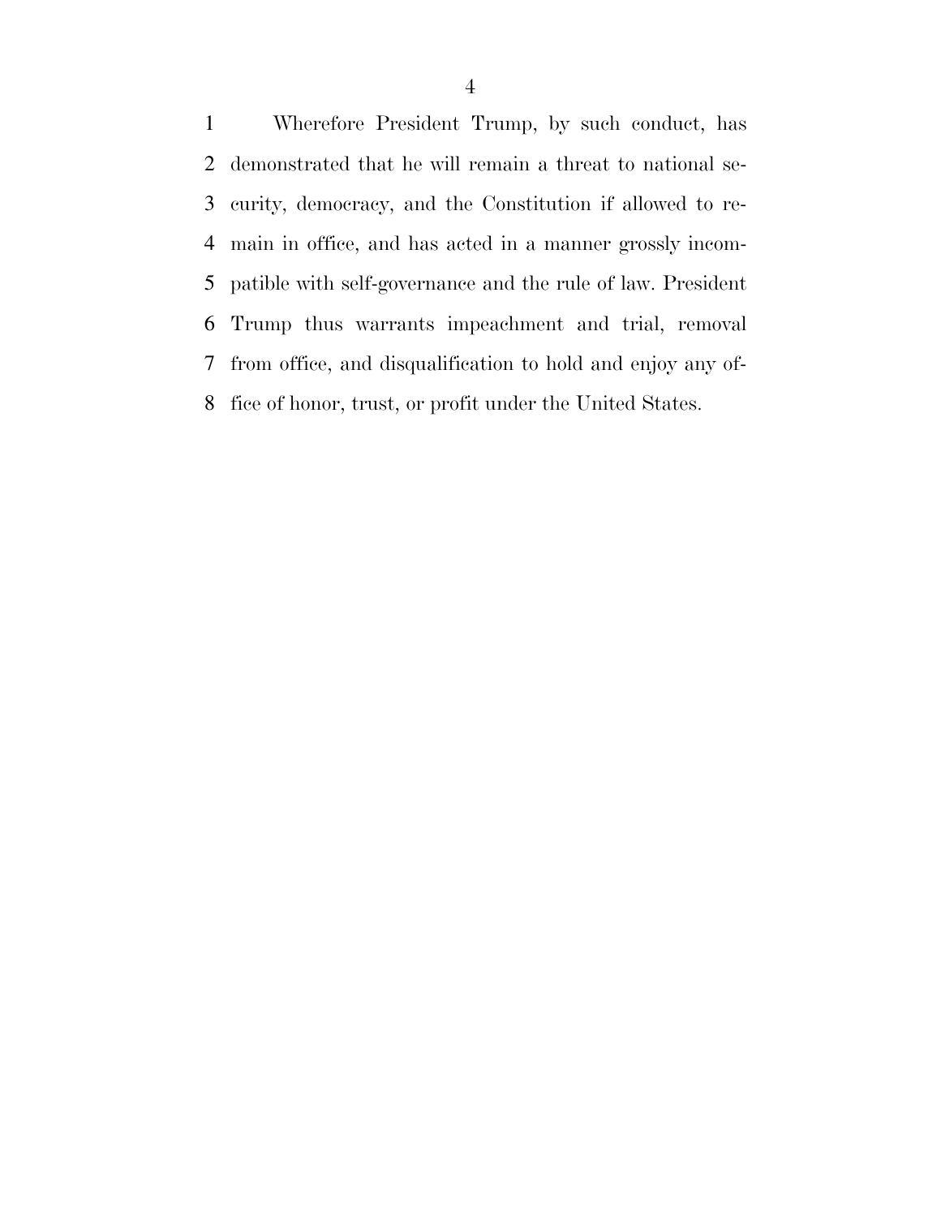Wherefore President Trump, by such conduct, has demonstrated that he will remain a threat to national security, democracy, and the Constitution if allowed to remain in office, and has acted in a manner grossly incompatible with self-governance and the rule of law. President Trump thus warrants impeachment and trial, removal from office, and disqualification to hold and enjoy any office of honor, trust, or profit under the United States.